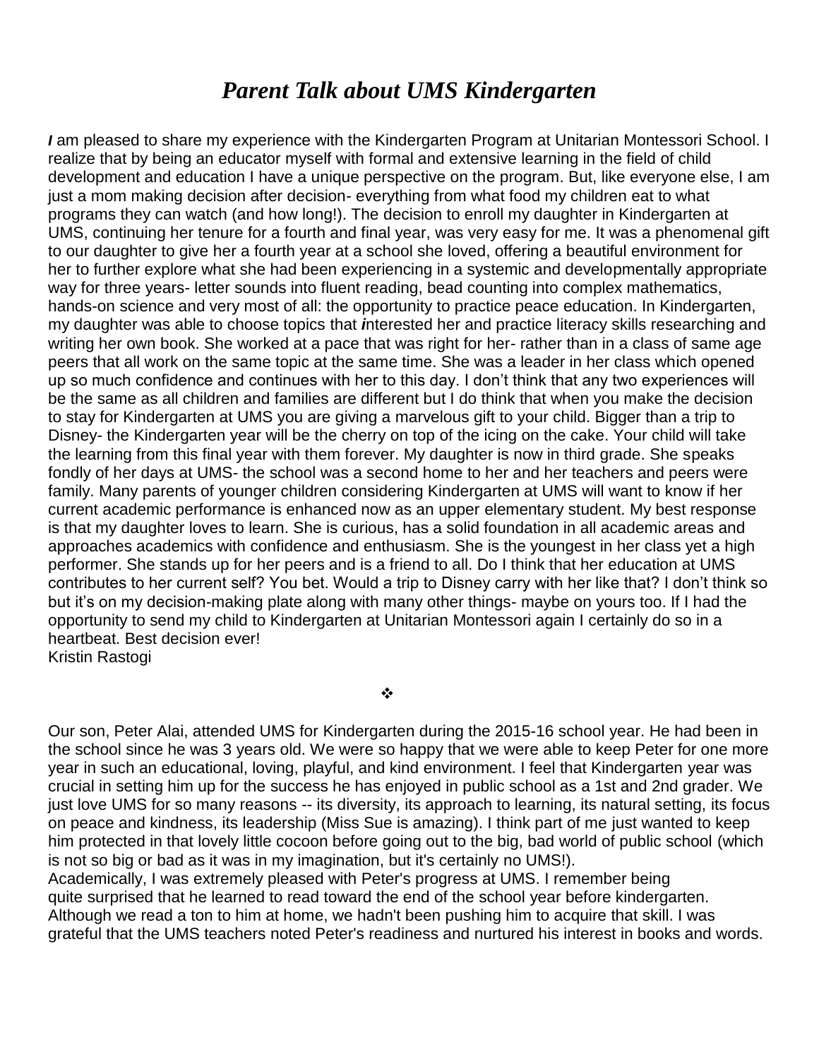# *Parent Talk about UMS Kindergarten*

***I*** am pleased to share my experience with the Kindergarten Program at Unitarian Montessori School. I realize that by being an educator myself with formal and extensive learning in the field of child development and education I have a unique perspective on the program. But, like everyone else, I am just a mom making decision after decision- everything from what food my children eat to what programs they can watch (and how long!). The decision to enroll my daughter in Kindergarten at UMS, continuing her tenure for a fourth and final year, was very easy for me. It was a phenomenal gift to our daughter to give her a fourth year at a school she loved, offering a beautiful environment for her to further explore what she had been experiencing in a systemic and developmentally appropriate way for three years- letter sounds into fluent reading, bead counting into complex mathematics, hands-on science and very most of all: the opportunity to practice peace education. In Kindergarten, my daughter was able to choose topics that ***i***nterested her and practice literacy skills researching and writing her own book. She worked at a pace that was right for her- rather than in a class of same age peers that all work on the same topic at the same time. She was a leader in her class which opened up so much confidence and continues with her to this day. I don't think that any two experiences will be the same as all children and families are different but I do think that when you make the decision to stay for Kindergarten at UMS you are giving a marvelous gift to your child. Bigger than a trip to Disney- the Kindergarten year will be the cherry on top of the icing on the cake. Your child will take the learning from this final year with them forever. My daughter is now in third grade. She speaks fondly of her days at UMS- the school was a second home to her and her teachers and peers were family. Many parents of younger children considering Kindergarten at UMS will want to know if her current academic performance is enhanced now as an upper elementary student. My best response is that my daughter loves to learn. She is curious, has a solid foundation in all academic areas and approaches academics with confidence and enthusiasm. She is the youngest in her class yet a high performer. She stands up for her peers and is a friend to all. Do I think that her education at UMS contributes to her current self? You bet. Would a trip to Disney carry with her like that? I don't think so but it's on my decision-making plate along with many other things- maybe on yours too. If I had the opportunity to send my child to Kindergarten at Unitarian Montessori again I certainly do so in a heartbeat. Best decision ever!
Kristin Rastogi

❖

Our son, Peter Alai, attended UMS for Kindergarten during the 2015-16 school year. He had been in the school since he was 3 years old. We were so happy that we were able to keep Peter for one more year in such an educational, loving, playful, and kind environment. I feel that Kindergarten year was crucial in setting him up for the success he has enjoyed in public school as a 1st and 2nd grader. We just love UMS for so many reasons -- its diversity, its approach to learning, its natural setting, its focus on peace and kindness, its leadership (Miss Sue is amazing). I think part of me just wanted to keep him protected in that lovely little cocoon before going out to the big, bad world of public school (which is not so big or bad as it was in my imagination, but it's certainly no UMS!).
Academically, I was extremely pleased with Peter's progress at UMS. I remember being quite surprised that he learned to read toward the end of the school year before kindergarten. Although we read a ton to him at home, we hadn't been pushing him to acquire that skill. I was grateful that the UMS teachers noted Peter's readiness and nurtured his interest in books and words.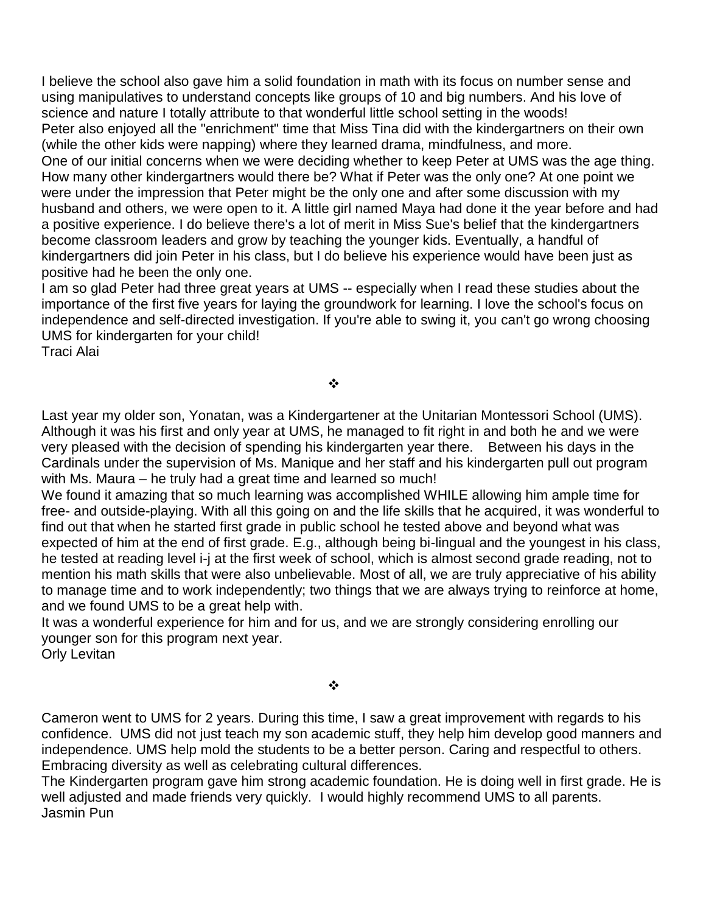I believe the school also gave him a solid foundation in math with its focus on number sense and using manipulatives to understand concepts like groups of 10 and big numbers. And his love of science and nature I totally attribute to that wonderful little school setting in the woods!

Peter also enjoyed all the "enrichment" time that Miss Tina did with the kindergartners on their own (while the other kids were napping) where they learned drama, mindfulness, and more.

One of our initial concerns when we were deciding whether to keep Peter at UMS was the age thing. How many other kindergartners would there be? What if Peter was the only one? At one point we were under the impression that Peter might be the only one and after some discussion with my husband and others, we were open to it. A little girl named Maya had done it the year before and had a positive experience. I do believe there's a lot of merit in Miss Sue's belief that the kindergartners become classroom leaders and grow by teaching the younger kids. Eventually, a handful of kindergartners did join Peter in his class, but I do believe his experience would have been just as positive had he been the only one.

I am so glad Peter had three great years at UMS -- especially when I read these studies about the importance of the first five years for laying the groundwork for learning. I love the school's focus on independence and self-directed investigation. If you're able to swing it, you can't go wrong choosing UMS for kindergarten for your child!

Traci Alai

❖

Last year my older son, Yonatan, was a Kindergartener at the Unitarian Montessori School (UMS). Although it was his first and only year at UMS, he managed to fit right in and both he and we were very pleased with the decision of spending his kindergarten year there. Between his days in the Cardinals under the supervision of Ms. Manique and her staff and his kindergarten pull out program with Ms. Maura – he truly had a great time and learned so much!

We found it amazing that so much learning was accomplished WHILE allowing him ample time for free- and outside-playing. With all this going on and the life skills that he acquired, it was wonderful to find out that when he started first grade in public school he tested above and beyond what was expected of him at the end of first grade. E.g., although being bi-lingual and the youngest in his class, he tested at reading level i-j at the first week of school, which is almost second grade reading, not to mention his math skills that were also unbelievable. Most of all, we are truly appreciative of his ability to manage time and to work independently; two things that we are always trying to reinforce at home, and we found UMS to be a great help with.

It was a wonderful experience for him and for us, and we are strongly considering enrolling our younger son for this program next year.

Orly Levitan

❖

Cameron went to UMS for 2 years. During this time, I saw a great improvement with regards to his confidence. UMS did not just teach my son academic stuff, they help him develop good manners and independence. UMS help mold the students to be a better person. Caring and respectful to others. Embracing diversity as well as celebrating cultural differences.

The Kindergarten program gave him strong academic foundation. He is doing well in first grade. He is well adjusted and made friends very quickly. I would highly recommend UMS to all parents.

Jasmin Pun